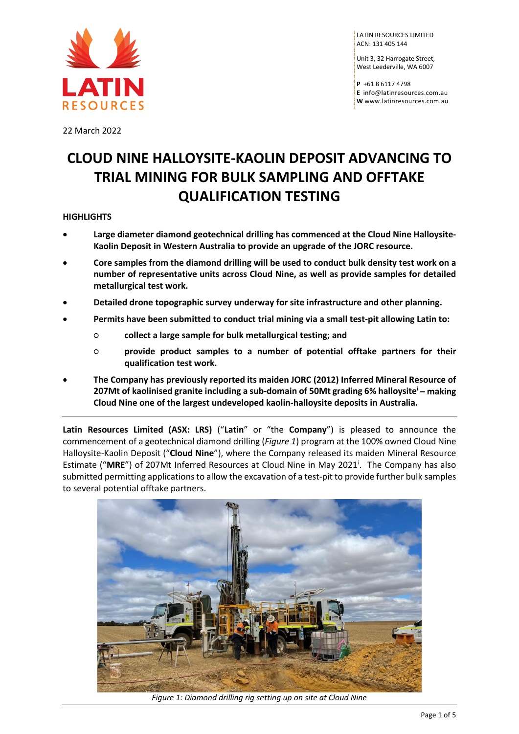LATIN RESOURCES LIMITED
ACN: 131 405 144

Unit 3, 32 Harrogate Street,
West Leederville, WA 6007

**P** +61 8 6117 4798
**E** info@latinresources.com.au
**W** www.latinresources.com.au

22 March 2022

# CLOUD NINE HALLOYSITE-KAOLIN DEPOSIT ADVANCING TO TRIAL MINING FOR BULK SAMPLING AND OFFTAKE QUALIFICATION TESTING

**HIGHLIGHTS**

- **Large diameter diamond geotechnical drilling has commenced at the Cloud Nine Halloysite-Kaolin Deposit in Western Australia to provide an upgrade of the JORC resource.**
- **Core samples from the diamond drilling will be used to conduct bulk density test work on a number of representative units across Cloud Nine, as well as provide samples for detailed metallurgical test work.**
- **Detailed drone topographic survey underway for site infrastructure and other planning.**
- **Permits have been submitted to conduct trial mining via a small test-pit allowing Latin to:**
  - **collect a large sample for bulk metallurgical testing; and**
  - **provide product samples to a number of potential offtake partners for their qualification test work.**
- **The Company has previously reported its maiden JORC (2012) Inferred Mineral Resource of 207Mt of kaolinised granite including a sub-domain of 50Mt grading 6% halloysite[i] – making Cloud Nine one of the largest undeveloped kaolin-halloysite deposits in Australia.**

**Latin Resources Limited (ASX: LRS)** ("**Latin**" or "the **Company**") is pleased to announce the commencement of a geotechnical diamond drilling (*Figure 1*) program at the 100% owned Cloud Nine Halloysite-Kaolin Deposit ("**Cloud Nine**"), where the Company released its maiden Mineral Resource Estimate ("**MRE**") of 207Mt Inferred Resources at Cloud Nine in May 2021[i]. The Company has also submitted permitting applications to allow the excavation of a test-pit to provide further bulk samples to several potential offtake partners.

*Figure 1: Diamond drilling rig setting up on site at Cloud Nine*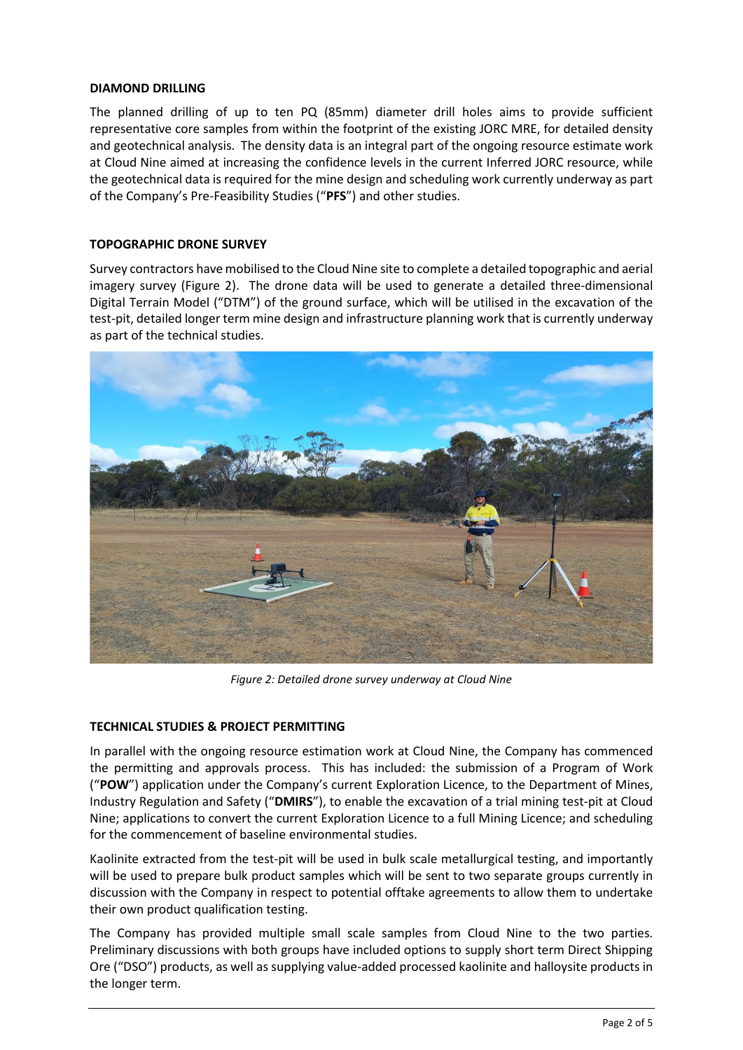## DIAMOND DRILLING

The planned drilling of up to ten PQ (85mm) diameter drill holes aims to provide sufficient representative core samples from within the footprint of the existing JORC MRE, for detailed density and geotechnical analysis. The density data is an integral part of the ongoing resource estimate work at Cloud Nine aimed at increasing the confidence levels in the current Inferred JORC resource, while the geotechnical data is required for the mine design and scheduling work currently underway as part of the Company's Pre-Feasibility Studies ("**PFS**") and other studies.

## TOPOGRAPHIC DRONE SURVEY

Survey contractors have mobilised to the Cloud Nine site to complete a detailed topographic and aerial imagery survey (Figure 2). The drone data will be used to generate a detailed three-dimensional Digital Terrain Model ("DTM") of the ground surface, which will be utilised in the excavation of the test-pit, detailed longer term mine design and infrastructure planning work that is currently underway as part of the technical studies.

*Figure 2: Detailed drone survey underway at Cloud Nine*

## TECHNICAL STUDIES & PROJECT PERMITTING

In parallel with the ongoing resource estimation work at Cloud Nine, the Company has commenced the permitting and approvals process. This has included: the submission of a Program of Work ("**POW**") application under the Company's current Exploration Licence, to the Department of Mines, Industry Regulation and Safety ("**DMIRS**"), to enable the excavation of a trial mining test-pit at Cloud Nine; applications to convert the current Exploration Licence to a full Mining Licence; and scheduling for the commencement of baseline environmental studies.

Kaolinite extracted from the test-pit will be used in bulk scale metallurgical testing, and importantly will be used to prepare bulk product samples which will be sent to two separate groups currently in discussion with the Company in respect to potential offtake agreements to allow them to undertake their own product qualification testing.

The Company has provided multiple small scale samples from Cloud Nine to the two parties. Preliminary discussions with both groups have included options to supply short term Direct Shipping Ore ("DSO") products, as well as supplying value-added processed kaolinite and halloysite products in the longer term.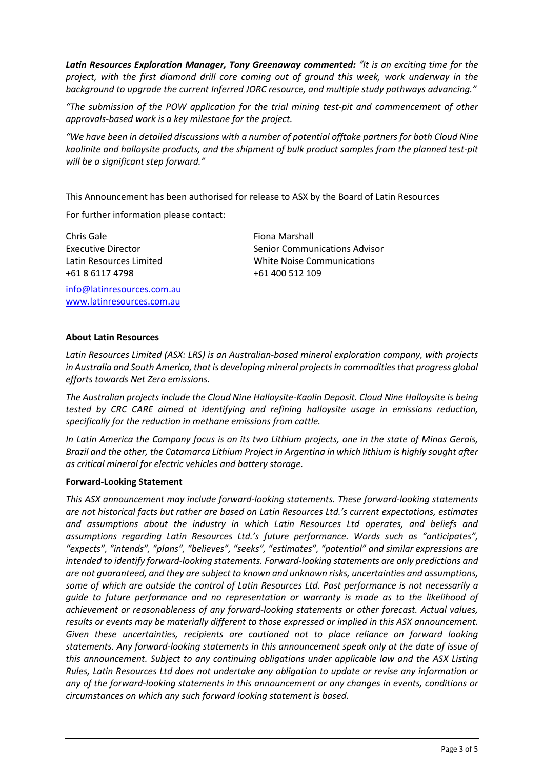***Latin Resources Exploration Manager, Tony Greenaway commented:*** *"It is an exciting time for the project, with the first diamond drill core coming out of ground this week, work underway in the background to upgrade the current Inferred JORC resource, and multiple study pathways advancing."*

*"The submission of the POW application for the trial mining test-pit and commencement of other approvals-based work is a key milestone for the project.*

*"We have been in detailed discussions with a number of potential offtake partners for both Cloud Nine kaolinite and halloysite products, and the shipment of bulk product samples from the planned test-pit will be a significant step forward."*

This Announcement has been authorised for release to ASX by the Board of Latin Resources

For further information please contact:

Chris Gale
Executive Director
Latin Resources Limited
+61 8 6117 4798
info@latinresources.com.au
www.latinresources.com.au

Fiona Marshall
Senior Communications Advisor
White Noise Communications
+61 400 512 109

**About Latin Resources**

*Latin Resources Limited (ASX: LRS) is an Australian-based mineral exploration company, with projects in Australia and South America, that is developing mineral projects in commodities that progress global efforts towards Net Zero emissions.*

*The Australian projects include the Cloud Nine Halloysite-Kaolin Deposit. Cloud Nine Halloysite is being tested by CRC CARE aimed at identifying and refining halloysite usage in emissions reduction, specifically for the reduction in methane emissions from cattle.*

*In Latin America the Company focus is on its two Lithium projects, one in the state of Minas Gerais, Brazil and the other, the Catamarca Lithium Project in Argentina in which lithium is highly sought after as critical mineral for electric vehicles and battery storage.*

**Forward-Looking Statement**

*This ASX announcement may include forward-looking statements. These forward-looking statements are not historical facts but rather are based on Latin Resources Ltd.'s current expectations, estimates and assumptions about the industry in which Latin Resources Ltd operates, and beliefs and assumptions regarding Latin Resources Ltd.'s future performance. Words such as "anticipates", "expects", "intends", "plans", "believes", "seeks", "estimates", "potential" and similar expressions are intended to identify forward-looking statements. Forward-looking statements are only predictions and are not guaranteed, and they are subject to known and unknown risks, uncertainties and assumptions, some of which are outside the control of Latin Resources Ltd. Past performance is not necessarily a guide to future performance and no representation or warranty is made as to the likelihood of achievement or reasonableness of any forward-looking statements or other forecast. Actual values, results or events may be materially different to those expressed or implied in this ASX announcement. Given these uncertainties, recipients are cautioned not to place reliance on forward looking statements. Any forward-looking statements in this announcement speak only at the date of issue of this announcement. Subject to any continuing obligations under applicable law and the ASX Listing Rules, Latin Resources Ltd does not undertake any obligation to update or revise any information or any of the forward-looking statements in this announcement or any changes in events, conditions or circumstances on which any such forward looking statement is based.*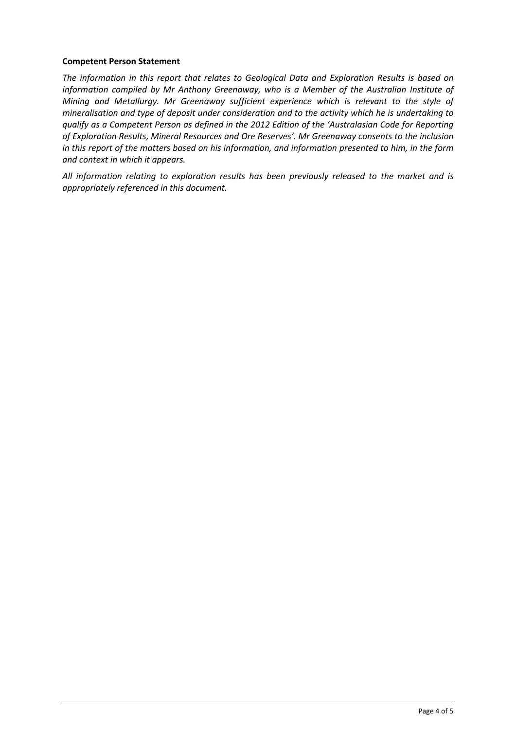**Competent Person Statement**

*The information in this report that relates to Geological Data and Exploration Results is based on information compiled by Mr Anthony Greenaway, who is a Member of the Australian Institute of Mining and Metallurgy. Mr Greenaway sufficient experience which is relevant to the style of mineralisation and type of deposit under consideration and to the activity which he is undertaking to qualify as a Competent Person as defined in the 2012 Edition of the 'Australasian Code for Reporting of Exploration Results, Mineral Resources and Ore Reserves'. Mr Greenaway consents to the inclusion in this report of the matters based on his information, and information presented to him, in the form and context in which it appears.*

*All information relating to exploration results has been previously released to the market and is appropriately referenced in this document.*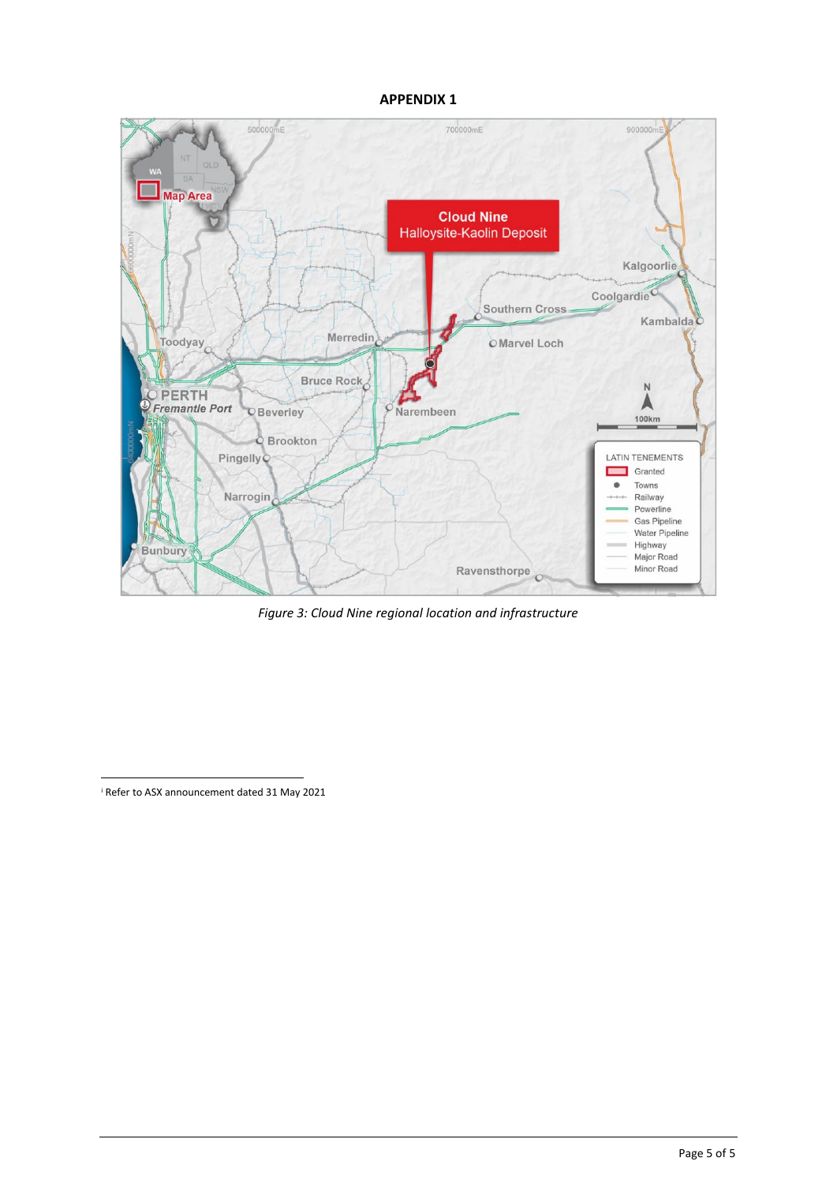**APPENDIX 1**

500000mE
700000mE
900000mE

WA
NT
QLD
SA
NSW
VIC
Map Area

Cloud Nine
Halloysite-Kaolin Deposit

Kalgoorlie
Coolgardie
Kambalda
Southern Cross
Marvel Loch
Merredin
Bruce Rock
Narembeen
Toodyay
PERTH
Fremantle Port
Beverley
Brookton
Pingelly
Narrogin
Bunbury
Ravensthorpe

N
100km

LATIN TENEMENTS
Granted
Towns
Railway
Powerline
Gas Pipeline
Water Pipeline
Highway
Major Road
Minor Road

*Figure 3: Cloud Nine regional location and infrastructure*

---

[i] Refer to ASX announcement dated 31 May 2021